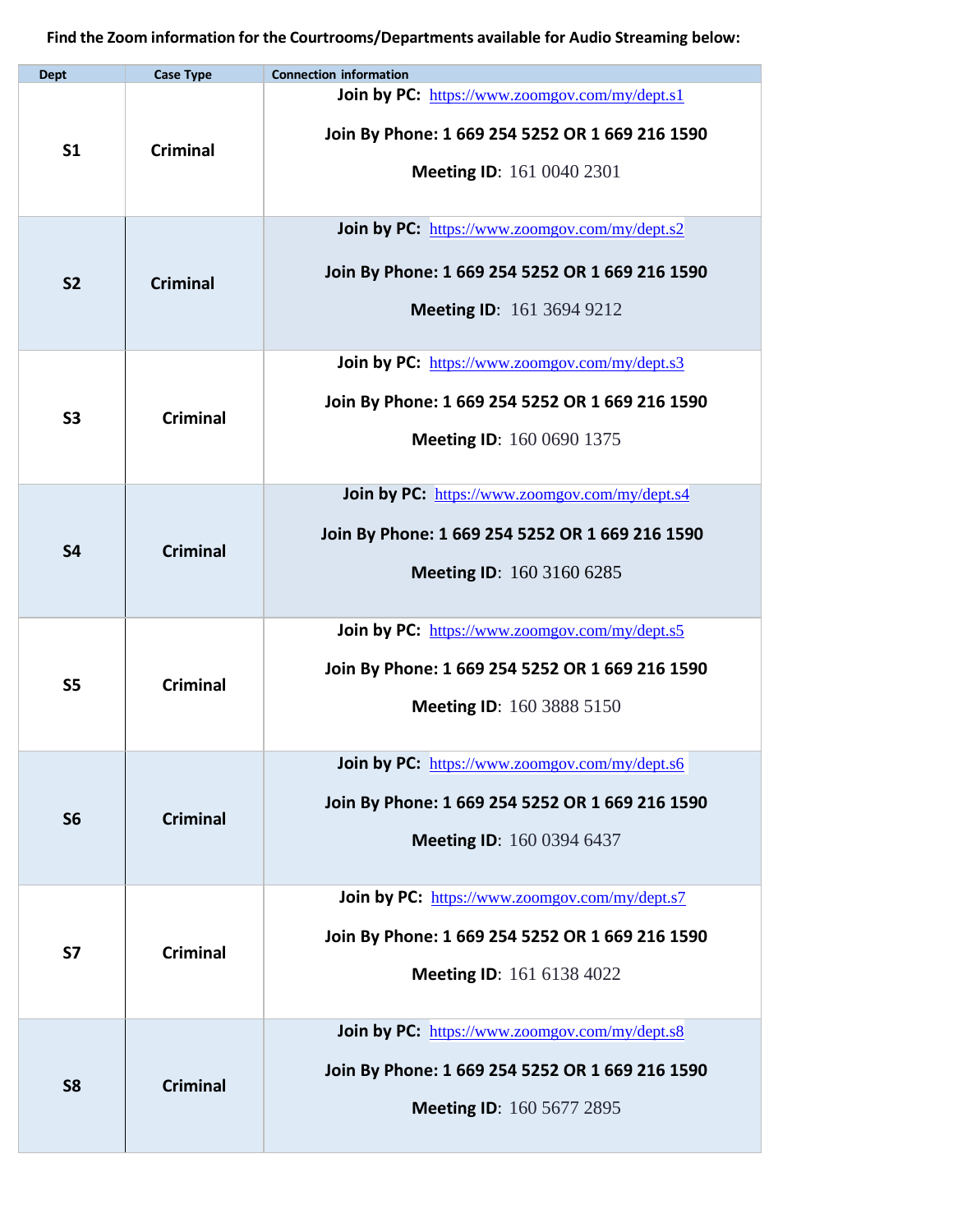**Find the Zoom information for the Courtrooms/Departments available for Audio Streaming below:**

| Dept | Case Type | Connection information |
|---|---|---|
| **S1** | **Criminal** | **Join by PC:** https://www.zoomgov.com/my/dept.s1<br>**Join By Phone: 1 669 254 5252 OR 1 669 216 1590**<br>**Meeting ID**: 161 0040 2301 |
| **S2** | **Criminal** | **Join by PC:** https://www.zoomgov.com/my/dept.s2<br>**Join By Phone: 1 669 254 5252 OR 1 669 216 1590**<br>**Meeting ID**: 161 3694 9212 |
| **S3** | **Criminal** | **Join by PC:** https://www.zoomgov.com/my/dept.s3<br>**Join By Phone: 1 669 254 5252 OR 1 669 216 1590**<br>**Meeting ID**: 160 0690 1375 |
| **S4** | **Criminal** | **Join by PC:** https://www.zoomgov.com/my/dept.s4<br>**Join By Phone: 1 669 254 5252 OR 1 669 216 1590**<br>**Meeting ID**: 160 3160 6285 |
| **S5** | **Criminal** | **Join by PC:** https://www.zoomgov.com/my/dept.s5<br>**Join By Phone: 1 669 254 5252 OR 1 669 216 1590**<br>**Meeting ID**: 160 3888 5150 |
| **S6** | **Criminal** | **Join by PC:** https://www.zoomgov.com/my/dept.s6<br>**Join By Phone: 1 669 254 5252 OR 1 669 216 1590**<br>**Meeting ID**: 160 0394 6437 |
| **S7** | **Criminal** | **Join by PC:** https://www.zoomgov.com/my/dept.s7<br>**Join By Phone: 1 669 254 5252 OR 1 669 216 1590**<br>**Meeting ID**: 161 6138 4022 |
| **S8** | **Criminal** | **Join by PC:** https://www.zoomgov.com/my/dept.s8<br>**Join By Phone: 1 669 254 5252 OR 1 669 216 1590**<br>**Meeting ID**: 160 5677 2895 |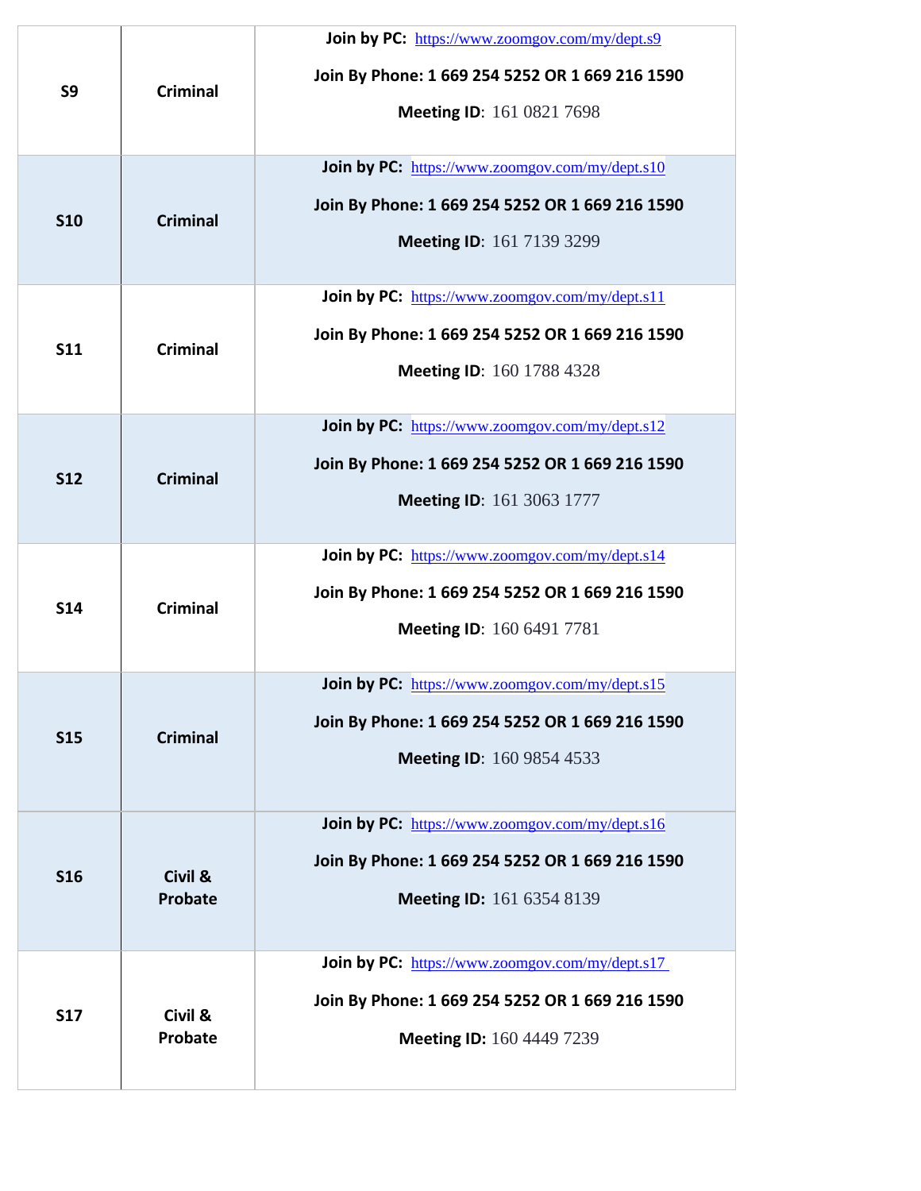| | | |
|---|---|---|
| **S9** | **Criminal** | **Join by PC:** https://www.zoomgov.com/my/dept.s9<br>**Join By Phone: 1 669 254 5252 OR 1 669 216 1590**<br>**Meeting ID**: 161 0821 7698 |
| **S10** | **Criminal** | **Join by PC:** https://www.zoomgov.com/my/dept.s10<br>**Join By Phone: 1 669 254 5252 OR 1 669 216 1590**<br>**Meeting ID**: 161 7139 3299 |
| **S11** | **Criminal** | **Join by PC:** https://www.zoomgov.com/my/dept.s11<br>**Join By Phone: 1 669 254 5252 OR 1 669 216 1590**<br>**Meeting ID**: 160 1788 4328 |
| **S12** | **Criminal** | **Join by PC:** https://www.zoomgov.com/my/dept.s12<br>**Join By Phone: 1 669 254 5252 OR 1 669 216 1590**<br>**Meeting ID**: 161 3063 1777 |
| **S14** | **Criminal** | **Join by PC:** https://www.zoomgov.com/my/dept.s14<br>**Join By Phone: 1 669 254 5252 OR 1 669 216 1590**<br>**Meeting ID**: 160 6491 7781 |
| **S15** | **Criminal** | **Join by PC:** https://www.zoomgov.com/my/dept.s15<br>**Join By Phone: 1 669 254 5252 OR 1 669 216 1590**<br>**Meeting ID**: 160 9854 4533 |
| **S16** | **Civil & Probate** | **Join by PC:** https://www.zoomgov.com/my/dept.s16<br>**Join By Phone: 1 669 254 5252 OR 1 669 216 1590**<br>**Meeting ID:** 161 6354 8139 |
| **S17** | **Civil & Probate** | **Join by PC:** https://www.zoomgov.com/my/dept.s17<br>**Join By Phone: 1 669 254 5252 OR 1 669 216 1590**<br>**Meeting ID:** 160 4449 7239 |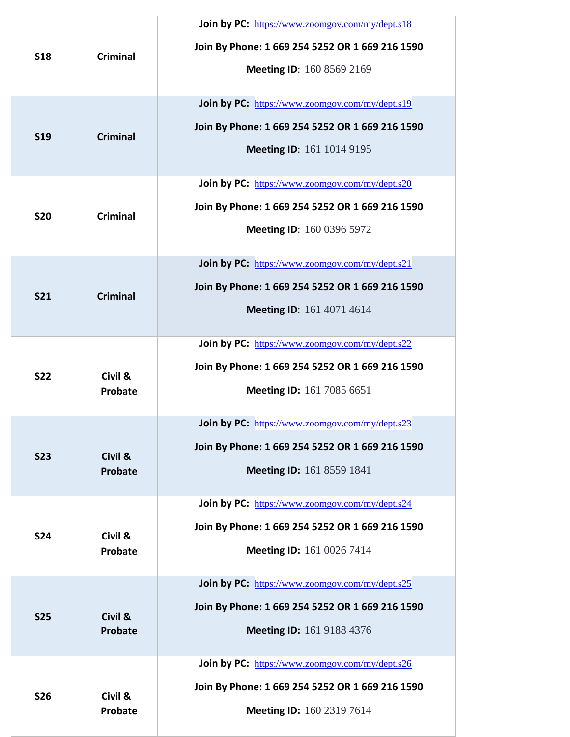| | | |
|---|---|---|
| **S18** | **Criminal** | **Join by PC:** https://www.zoomgov.com/my/dept.s18<br><br>**Join By Phone: 1 669 254 5252 OR 1 669 216 1590**<br><br>**Meeting ID**: 160 8569 2169 |
| **S19** | **Criminal** | **Join by PC:** https://www.zoomgov.com/my/dept.s19<br><br>**Join By Phone: 1 669 254 5252 OR 1 669 216 1590**<br><br>**Meeting ID**: 161 1014 9195 |
| **S20** | **Criminal** | **Join by PC:** https://www.zoomgov.com/my/dept.s20<br><br>**Join By Phone: 1 669 254 5252 OR 1 669 216 1590**<br><br>**Meeting ID**: 160 0396 5972 |
| **S21** | **Criminal** | **Join by PC:** https://www.zoomgov.com/my/dept.s21<br><br>**Join By Phone: 1 669 254 5252 OR 1 669 216 1590**<br><br>**Meeting ID**: 161 4071 4614 |
| **S22** | **Civil & Probate** | **Join by PC:** https://www.zoomgov.com/my/dept.s22<br><br>**Join By Phone: 1 669 254 5252 OR 1 669 216 1590**<br><br>**Meeting ID:** 161 7085 6651 |
| **S23** | **Civil & Probate** | **Join by PC:** https://www.zoomgov.com/my/dept.s23<br><br>**Join By Phone: 1 669 254 5252 OR 1 669 216 1590**<br><br>**Meeting ID:** 161 8559 1841 |
| **S24** | **Civil & Probate** | **Join by PC:** https://www.zoomgov.com/my/dept.s24<br><br>**Join By Phone: 1 669 254 5252 OR 1 669 216 1590**<br><br>**Meeting ID:** 161 0026 7414 |
| **S25** | **Civil & Probate** | **Join by PC:** https://www.zoomgov.com/my/dept.s25<br><br>**Join By Phone: 1 669 254 5252 OR 1 669 216 1590**<br><br>**Meeting ID:** 161 9188 4376 |
| **S26** | **Civil & Probate** | **Join by PC:** https://www.zoomgov.com/my/dept.s26<br><br>**Join By Phone: 1 669 254 5252 OR 1 669 216 1590**<br><br>**Meeting ID:** 160 2319 7614 |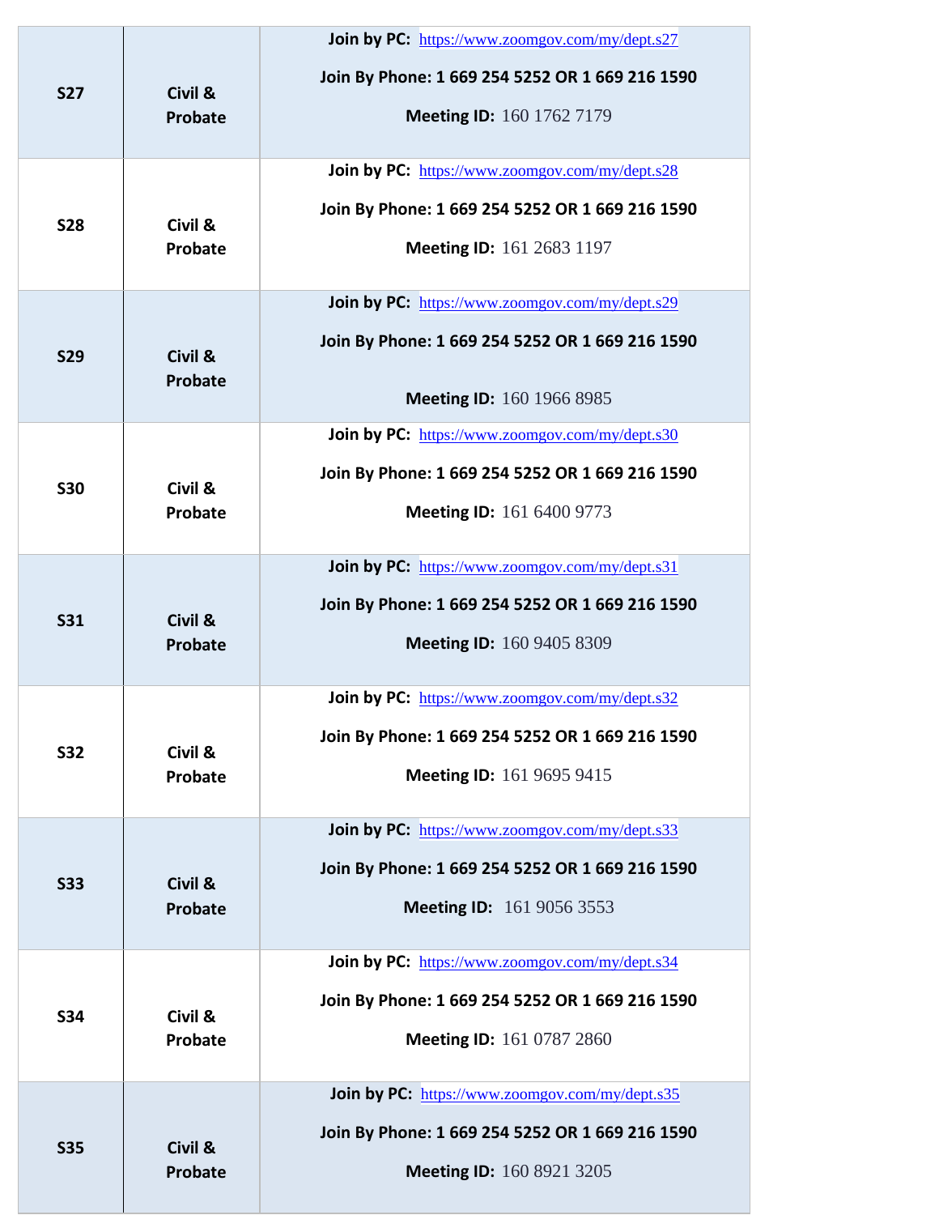| S27 | Civil & Probate | **Join by PC:** https://www.zoomgov.com/my/dept.s27 <br> **Join By Phone: 1 669 254 5252 OR 1 669 216 1590** <br> **Meeting ID:** 160 1762 7179 |
|---|---|---|
| S28 | Civil & Probate | **Join by PC:** https://www.zoomgov.com/my/dept.s28 <br> **Join By Phone: 1 669 254 5252 OR 1 669 216 1590** <br> **Meeting ID:** 161 2683 1197 |
| S29 | Civil & Probate | **Join by PC:** https://www.zoomgov.com/my/dept.s29 <br> **Join By Phone: 1 669 254 5252 OR 1 669 216 1590** <br> **Meeting ID:** 160 1966 8985 |
| S30 | Civil & Probate | **Join by PC:** https://www.zoomgov.com/my/dept.s30 <br> **Join By Phone: 1 669 254 5252 OR 1 669 216 1590** <br> **Meeting ID:** 161 6400 9773 |
| S31 | Civil & Probate | **Join by PC:** https://www.zoomgov.com/my/dept.s31 <br> **Join By Phone: 1 669 254 5252 OR 1 669 216 1590** <br> **Meeting ID:** 160 9405 8309 |
| S32 | Civil & Probate | **Join by PC:** https://www.zoomgov.com/my/dept.s32 <br> **Join By Phone: 1 669 254 5252 OR 1 669 216 1590** <br> **Meeting ID:** 161 9695 9415 |
| S33 | Civil & Probate | **Join by PC:** https://www.zoomgov.com/my/dept.s33 <br> **Join By Phone: 1 669 254 5252 OR 1 669 216 1590** <br> **Meeting ID:** 161 9056 3553 |
| S34 | Civil & Probate | **Join by PC:** https://www.zoomgov.com/my/dept.s34 <br> **Join By Phone: 1 669 254 5252 OR 1 669 216 1590** <br> **Meeting ID:** 161 0787 2860 |
| S35 | Civil & Probate | **Join by PC:** https://www.zoomgov.com/my/dept.s35 <br> **Join By Phone: 1 669 254 5252 OR 1 669 216 1590** <br> **Meeting ID:** 160 8921 3205 |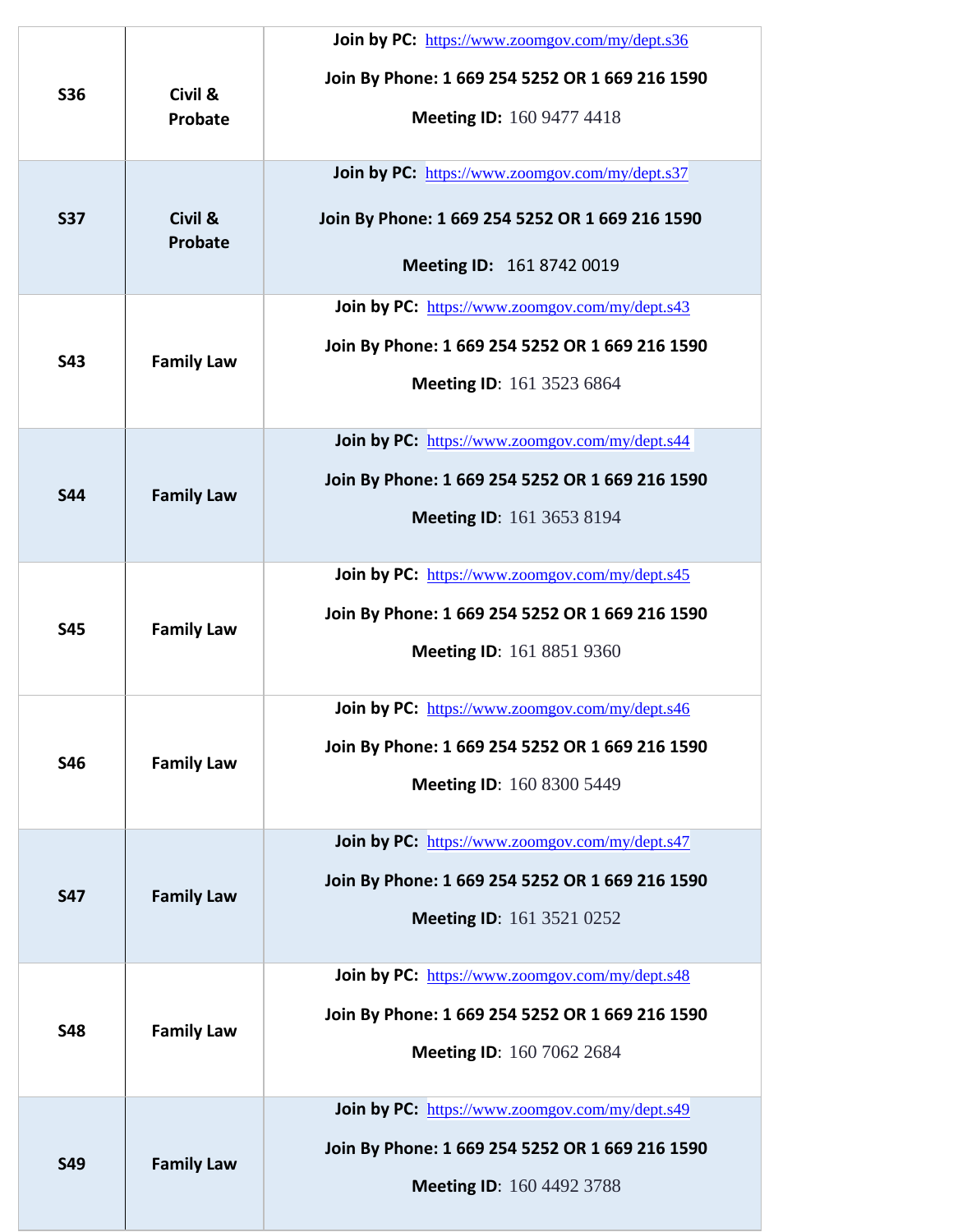| S36 | Civil & Probate | **Join by PC:** https://www.zoomgov.com/my/dept.s36<br>**Join By Phone: 1 669 254 5252 OR 1 669 216 1590**<br>**Meeting ID:** 160 9477 4418 |
|---|---|---|
| S37 | Civil & Probate | **Join by PC:** https://www.zoomgov.com/my/dept.s37<br>**Join By Phone: 1 669 254 5252 OR 1 669 216 1590**<br>**Meeting ID:** 161 8742 0019 |
| S43 | Family Law | **Join by PC:** https://www.zoomgov.com/my/dept.s43<br>**Join By Phone: 1 669 254 5252 OR 1 669 216 1590**<br>**Meeting ID**: 161 3523 6864 |
| S44 | Family Law | **Join by PC:** https://www.zoomgov.com/my/dept.s44<br>**Join By Phone: 1 669 254 5252 OR 1 669 216 1590**<br>**Meeting ID**: 161 3653 8194 |
| S45 | Family Law | **Join by PC:** https://www.zoomgov.com/my/dept.s45<br>**Join By Phone: 1 669 254 5252 OR 1 669 216 1590**<br>**Meeting ID**: 161 8851 9360 |
| S46 | Family Law | **Join by PC:** https://www.zoomgov.com/my/dept.s46<br>**Join By Phone: 1 669 254 5252 OR 1 669 216 1590**<br>**Meeting ID**: 160 8300 5449 |
| S47 | Family Law | **Join by PC:** https://www.zoomgov.com/my/dept.s47<br>**Join By Phone: 1 669 254 5252 OR 1 669 216 1590**<br>**Meeting ID**: 161 3521 0252 |
| S48 | Family Law | **Join by PC:** https://www.zoomgov.com/my/dept.s48<br>**Join By Phone: 1 669 254 5252 OR 1 669 216 1590**<br>**Meeting ID**: 160 7062 2684 |
| S49 | Family Law | **Join by PC:** https://www.zoomgov.com/my/dept.s49<br>**Join By Phone: 1 669 254 5252 OR 1 669 216 1590**<br>**Meeting ID**: 160 4492 3788 |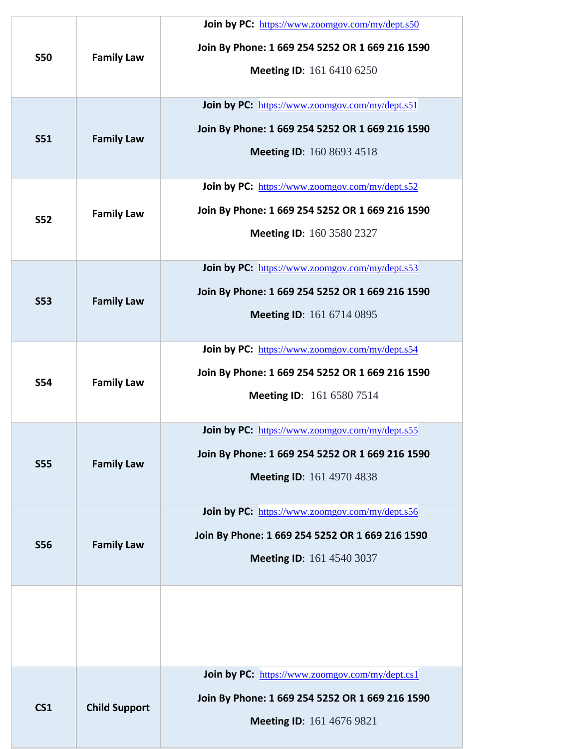| | | |
|---|---|---|
| **S50** | **Family Law** | **Join by PC:** https://www.zoomgov.com/my/dept.s50<br>**Join By Phone: 1 669 254 5252 OR 1 669 216 1590**<br>**Meeting ID**: 161 6410 6250 |
| **S51** | **Family Law** | **Join by PC:** https://www.zoomgov.com/my/dept.s51<br>**Join By Phone: 1 669 254 5252 OR 1 669 216 1590**<br>**Meeting ID**: 160 8693 4518 |
| **S52** | **Family Law** | **Join by PC:** https://www.zoomgov.com/my/dept.s52<br>**Join By Phone: 1 669 254 5252 OR 1 669 216 1590**<br>**Meeting ID**: 160 3580 2327 |
| **S53** | **Family Law** | **Join by PC:** https://www.zoomgov.com/my/dept.s53<br>**Join By Phone: 1 669 254 5252 OR 1 669 216 1590**<br>**Meeting ID**: 161 6714 0895 |
| **S54** | **Family Law** | **Join by PC:** https://www.zoomgov.com/my/dept.s54<br>**Join By Phone: 1 669 254 5252 OR 1 669 216 1590**<br>**Meeting ID**: 161 6580 7514 |
| **S55** | **Family Law** | **Join by PC:** https://www.zoomgov.com/my/dept.s55<br>**Join By Phone: 1 669 254 5252 OR 1 669 216 1590**<br>**Meeting ID**: 161 4970 4838 |
| **S56** | **Family Law** | **Join by PC:** https://www.zoomgov.com/my/dept.s56<br>**Join By Phone: 1 669 254 5252 OR 1 669 216 1590**<br>**Meeting ID**: 161 4540 3037 |
| | | |
| **CS1** | **Child Support** | **Join by PC:** https://www.zoomgov.com/my/dept.cs1<br>**Join By Phone: 1 669 254 5252 OR 1 669 216 1590**<br>**Meeting ID**: 161 4676 9821 |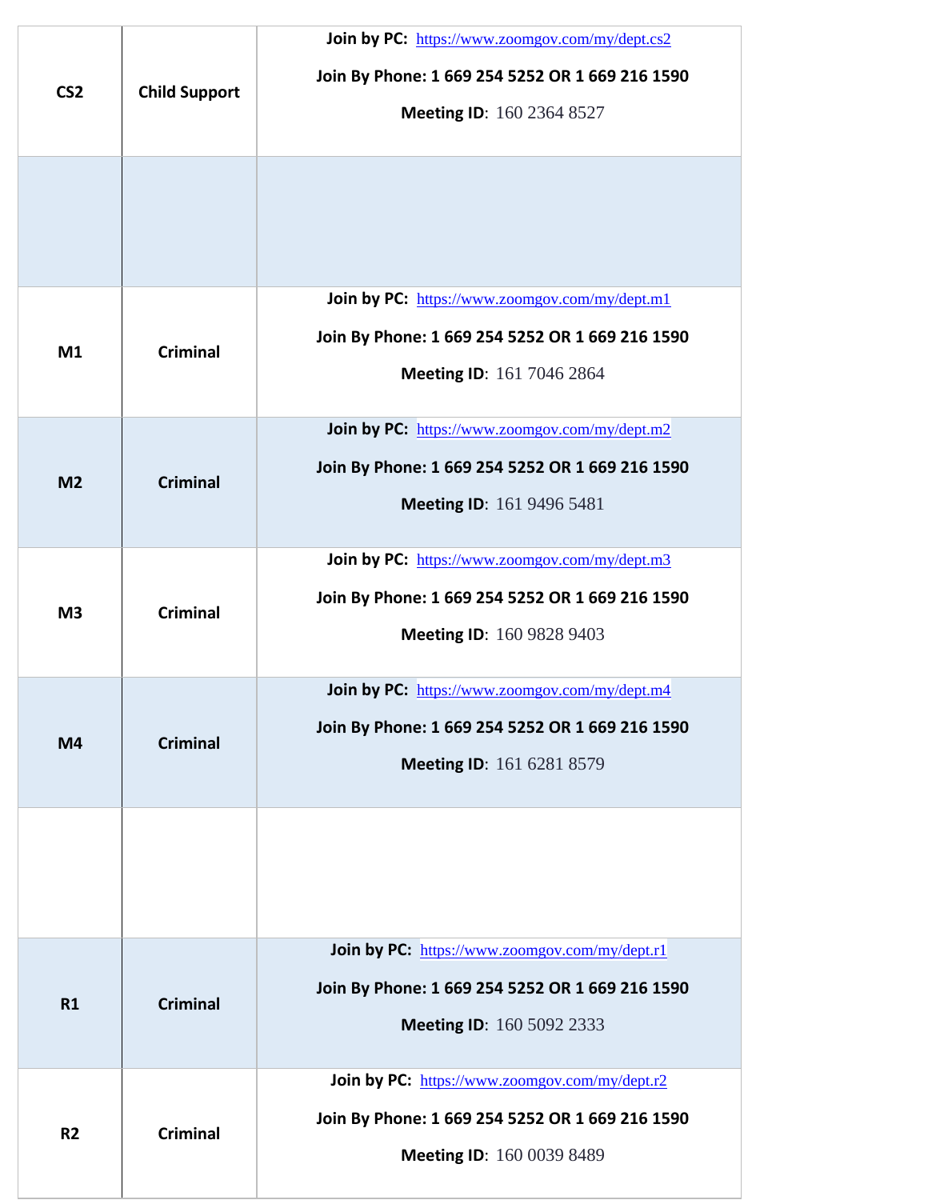| | | |
|---|---|---|
| **CS2** | **Child Support** | **Join by PC:** https://www.zoomgov.com/my/dept.cs2<br>**Join By Phone: 1 669 254 5252 OR 1 669 216 1590**<br>**Meeting ID**: 160 2364 8527 |
| | | |
| **M1** | **Criminal** | **Join by PC:** https://www.zoomgov.com/my/dept.m1<br>**Join By Phone: 1 669 254 5252 OR 1 669 216 1590**<br>**Meeting ID**: 161 7046 2864 |
| **M2** | **Criminal** | **Join by PC:** https://www.zoomgov.com/my/dept.m2<br>**Join By Phone: 1 669 254 5252 OR 1 669 216 1590**<br>**Meeting ID**: 161 9496 5481 |
| **M3** | **Criminal** | **Join by PC:** https://www.zoomgov.com/my/dept.m3<br>**Join By Phone: 1 669 254 5252 OR 1 669 216 1590**<br>**Meeting ID**: 160 9828 9403 |
| **M4** | **Criminal** | **Join by PC:** https://www.zoomgov.com/my/dept.m4<br>**Join By Phone: 1 669 254 5252 OR 1 669 216 1590**<br>**Meeting ID**: 161 6281 8579 |
| | | |
| **R1** | **Criminal** | **Join by PC:** https://www.zoomgov.com/my/dept.r1<br>**Join By Phone: 1 669 254 5252 OR 1 669 216 1590**<br>**Meeting ID**: 160 5092 2333 |
| **R2** | **Criminal** | **Join by PC:** https://www.zoomgov.com/my/dept.r2<br>**Join By Phone: 1 669 254 5252 OR 1 669 216 1590**<br>**Meeting ID**: 160 0039 8489 |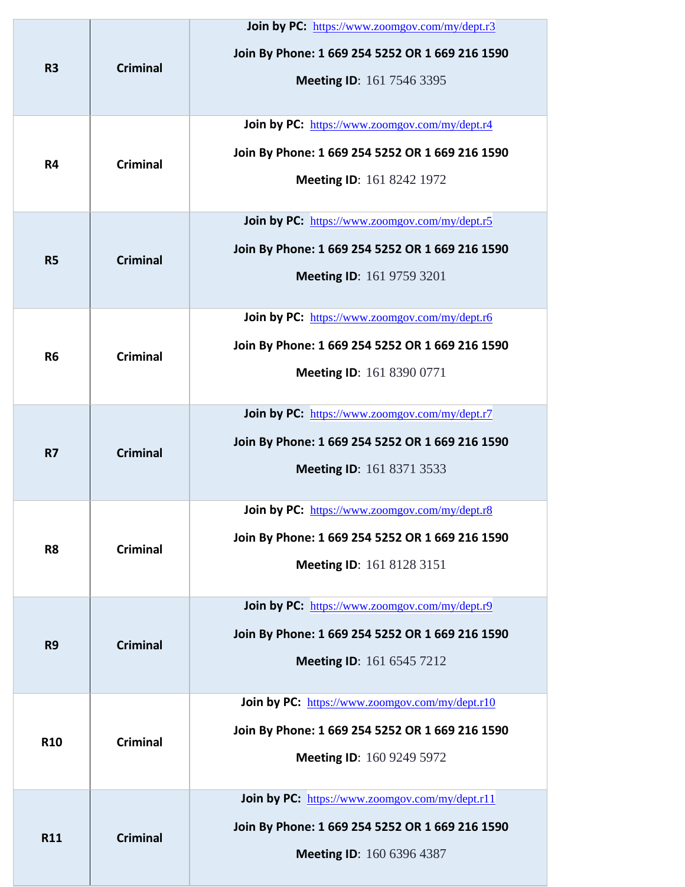| R3 | Criminal | **Join by PC:** https://www.zoomgov.com/my/dept.r3 <br> **Join By Phone: 1 669 254 5252 OR 1 669 216 1590** <br> **Meeting ID**: 161 7546 3395 |
|---|---|---|
| R4 | Criminal | **Join by PC:** https://www.zoomgov.com/my/dept.r4 <br> **Join By Phone: 1 669 254 5252 OR 1 669 216 1590** <br> **Meeting ID**: 161 8242 1972 |
| R5 | Criminal | **Join by PC:** https://www.zoomgov.com/my/dept.r5 <br> **Join By Phone: 1 669 254 5252 OR 1 669 216 1590** <br> **Meeting ID**: 161 9759 3201 |
| R6 | Criminal | **Join by PC:** https://www.zoomgov.com/my/dept.r6 <br> **Join By Phone: 1 669 254 5252 OR 1 669 216 1590** <br> **Meeting ID**: 161 8390 0771 |
| R7 | Criminal | **Join by PC:** https://www.zoomgov.com/my/dept.r7 <br> **Join By Phone: 1 669 254 5252 OR 1 669 216 1590** <br> **Meeting ID**: 161 8371 3533 |
| R8 | Criminal | **Join by PC:** https://www.zoomgov.com/my/dept.r8 <br> **Join By Phone: 1 669 254 5252 OR 1 669 216 1590** <br> **Meeting ID**: 161 8128 3151 |
| R9 | Criminal | **Join by PC:** https://www.zoomgov.com/my/dept.r9 <br> **Join By Phone: 1 669 254 5252 OR 1 669 216 1590** <br> **Meeting ID**: 161 6545 7212 |
| R10 | Criminal | **Join by PC:** https://www.zoomgov.com/my/dept.r10 <br> **Join By Phone: 1 669 254 5252 OR 1 669 216 1590** <br> **Meeting ID**: 160 9249 5972 |
| R11 | Criminal | **Join by PC:** https://www.zoomgov.com/my/dept.r11 <br> **Join By Phone: 1 669 254 5252 OR 1 669 216 1590** <br> **Meeting ID**: 160 6396 4387 |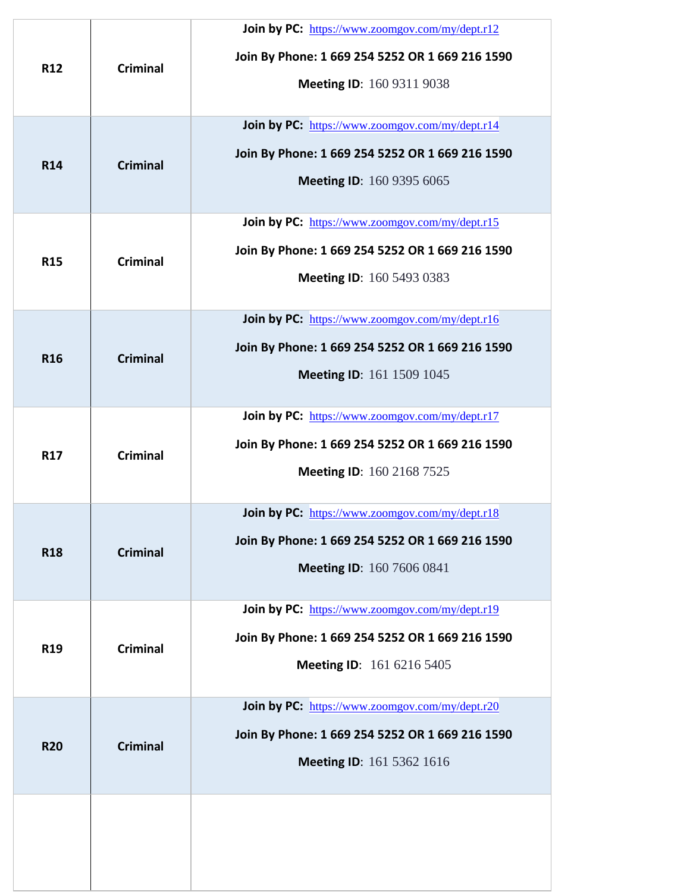| | | |
|---|---|---|
| R12 | Criminal | **Join by PC:** https://www.zoomgov.com/my/dept.r12<br>**Join By Phone: 1 669 254 5252 OR 1 669 216 1590**<br>**Meeting ID**: 160 9311 9038 |
| R14 | Criminal | **Join by PC:** https://www.zoomgov.com/my/dept.r14<br>**Join By Phone: 1 669 254 5252 OR 1 669 216 1590**<br>**Meeting ID**: 160 9395 6065 |
| R15 | Criminal | **Join by PC:** https://www.zoomgov.com/my/dept.r15<br>**Join By Phone: 1 669 254 5252 OR 1 669 216 1590**<br>**Meeting ID**: 160 5493 0383 |
| R16 | Criminal | **Join by PC:** https://www.zoomgov.com/my/dept.r16<br>**Join By Phone: 1 669 254 5252 OR 1 669 216 1590**<br>**Meeting ID**: 161 1509 1045 |
| R17 | Criminal | **Join by PC:** https://www.zoomgov.com/my/dept.r17<br>**Join By Phone: 1 669 254 5252 OR 1 669 216 1590**<br>**Meeting ID**: 160 2168 7525 |
| R18 | Criminal | **Join by PC:** https://www.zoomgov.com/my/dept.r18<br>**Join By Phone: 1 669 254 5252 OR 1 669 216 1590**<br>**Meeting ID**: 160 7606 0841 |
| R19 | Criminal | **Join by PC:** https://www.zoomgov.com/my/dept.r19<br>**Join By Phone: 1 669 254 5252 OR 1 669 216 1590**<br>**Meeting ID**: 161 6216 5405 |
| R20 | Criminal | **Join by PC:** https://www.zoomgov.com/my/dept.r20<br>**Join By Phone: 1 669 254 5252 OR 1 669 216 1590**<br>**Meeting ID**: 161 5362 1616 |
| | | |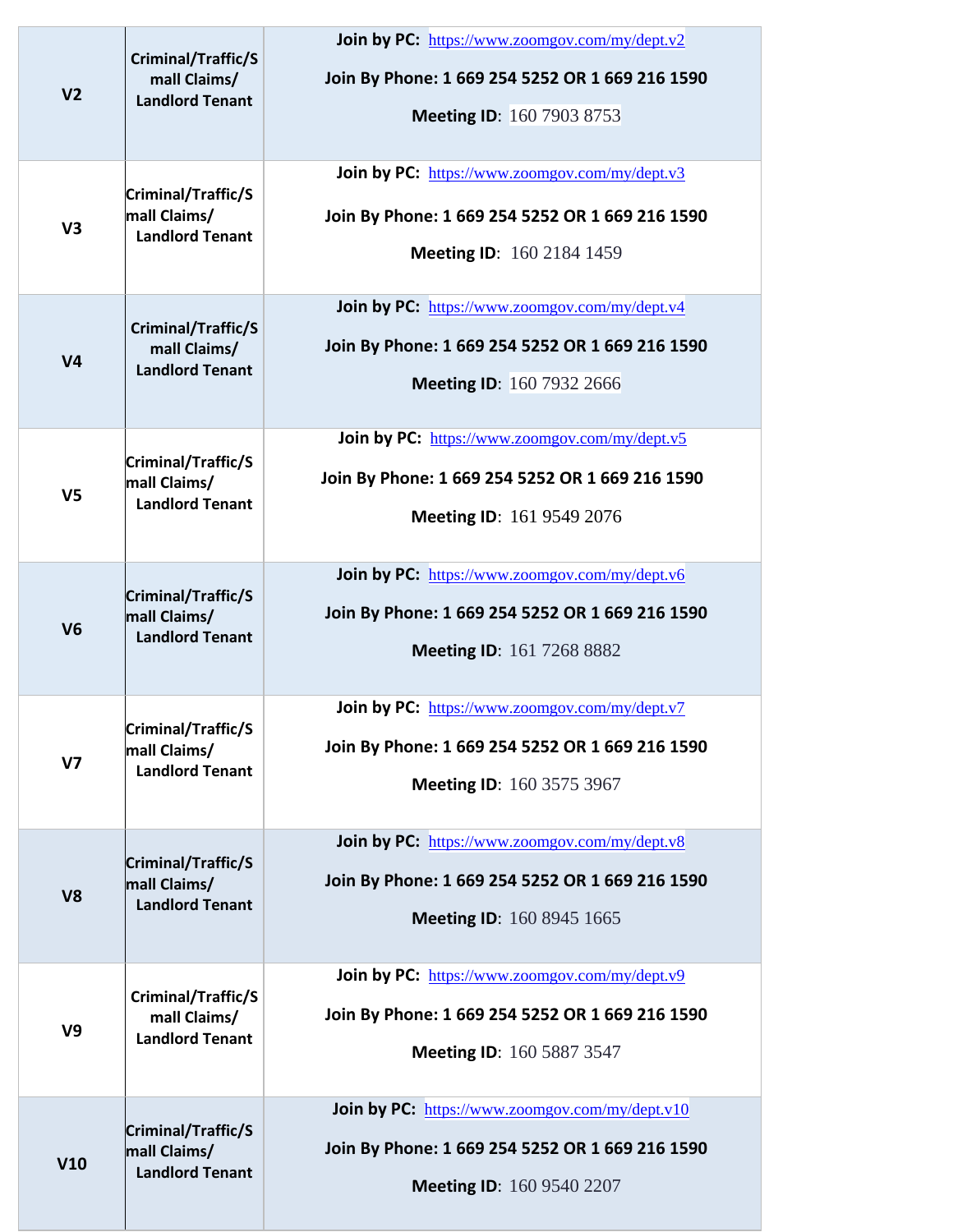| | | |
|---|---|---|
| **V2** | **Criminal/Traffic/Small Claims/ Landlord Tenant** | **Join by PC:** https://www.zoomgov.com/my/dept.v2<br>**Join By Phone: 1 669 254 5252 OR 1 669 216 1590**<br>**Meeting ID**: 160 7903 8753 |
| **V3** | **Criminal/Traffic/Small Claims/ Landlord Tenant** | **Join by PC:** https://www.zoomgov.com/my/dept.v3<br>**Join By Phone: 1 669 254 5252 OR 1 669 216 1590**<br>**Meeting ID**: 160 2184 1459 |
| **V4** | **Criminal/Traffic/Small Claims/ Landlord Tenant** | **Join by PC:** https://www.zoomgov.com/my/dept.v4<br>**Join By Phone: 1 669 254 5252 OR 1 669 216 1590**<br>**Meeting ID**: 160 7932 2666 |
| **V5** | **Criminal/Traffic/Small Claims/ Landlord Tenant** | **Join by PC:** https://www.zoomgov.com/my/dept.v5<br>**Join By Phone: 1 669 254 5252 OR 1 669 216 1590**<br>**Meeting ID**: 161 9549 2076 |
| **V6** | **Criminal/Traffic/Small Claims/ Landlord Tenant** | **Join by PC:** https://www.zoomgov.com/my/dept.v6<br>**Join By Phone: 1 669 254 5252 OR 1 669 216 1590**<br>**Meeting ID**: 161 7268 8882 |
| **V7** | **Criminal/Traffic/Small Claims/ Landlord Tenant** | **Join by PC:** https://www.zoomgov.com/my/dept.v7<br>**Join By Phone: 1 669 254 5252 OR 1 669 216 1590**<br>**Meeting ID**: 160 3575 3967 |
| **V8** | **Criminal/Traffic/Small Claims/ Landlord Tenant** | **Join by PC:** https://www.zoomgov.com/my/dept.v8<br>**Join By Phone: 1 669 254 5252 OR 1 669 216 1590**<br>**Meeting ID**: 160 8945 1665 |
| **V9** | **Criminal/Traffic/Small Claims/ Landlord Tenant** | **Join by PC:** https://www.zoomgov.com/my/dept.v9<br>**Join By Phone: 1 669 254 5252 OR 1 669 216 1590**<br>**Meeting ID**: 160 5887 3547 |
| **V10** | **Criminal/Traffic/Small Claims/ Landlord Tenant** | **Join by PC:** https://www.zoomgov.com/my/dept.v10<br>**Join By Phone: 1 669 254 5252 OR 1 669 216 1590**<br>**Meeting ID**: 160 9540 2207 |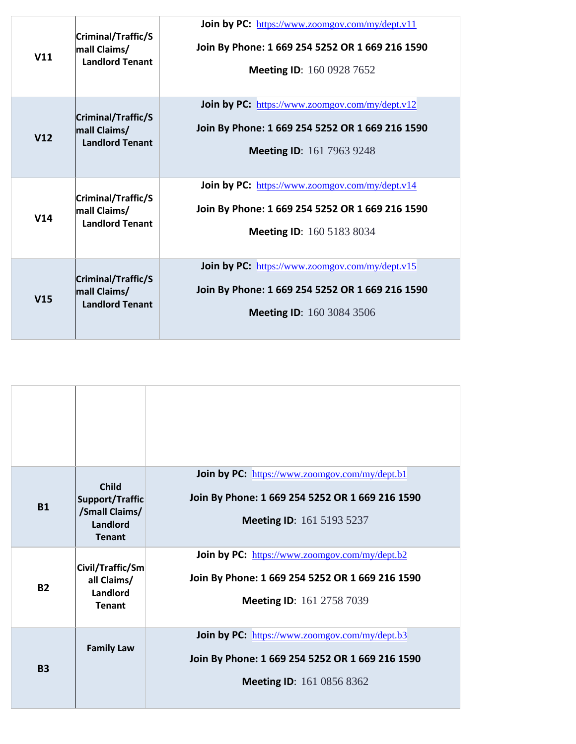| | | |
|---|---|---|
| V11 | Criminal/Traffic/Small Claims/ Landlord Tenant | **Join by PC:** https://www.zoomgov.com/my/dept.v11 <br> **Join By Phone: 1 669 254 5252 OR 1 669 216 1590** <br> **Meeting ID**: 160 0928 7652 |
| V12 | Criminal/Traffic/Small Claims/ Landlord Tenant | **Join by PC:** https://www.zoomgov.com/my/dept.v12 <br> **Join By Phone: 1 669 254 5252 OR 1 669 216 1590** <br> **Meeting ID**: 161 7963 9248 |
| V14 | Criminal/Traffic/Small Claims/ Landlord Tenant | **Join by PC:** https://www.zoomgov.com/my/dept.v14 <br> **Join By Phone: 1 669 254 5252 OR 1 669 216 1590** <br> **Meeting ID**: 160 5183 8034 |
| V15 | Criminal/Traffic/Small Claims/ Landlord Tenant | **Join by PC:** https://www.zoomgov.com/my/dept.v15 <br> **Join By Phone: 1 669 254 5252 OR 1 669 216 1590** <br> **Meeting ID**: 160 3084 3506 |

| | | |
|---|---|---|
| | | |
| B1 | Child Support/Traffic /Small Claims/ Landlord Tenant | **Join by PC:** https://www.zoomgov.com/my/dept.b1 <br> **Join By Phone: 1 669 254 5252 OR 1 669 216 1590** <br> **Meeting ID**: 161 5193 5237 |
| B2 | Civil/Traffic/Small Claims/ Landlord Tenant | **Join by PC:** https://www.zoomgov.com/my/dept.b2 <br> **Join By Phone: 1 669 254 5252 OR 1 669 216 1590** <br> **Meeting ID**: 161 2758 7039 |
| B3 | Family Law | **Join by PC:** https://www.zoomgov.com/my/dept.b3 <br> **Join By Phone: 1 669 254 5252 OR 1 669 216 1590** <br> **Meeting ID**: 161 0856 8362 |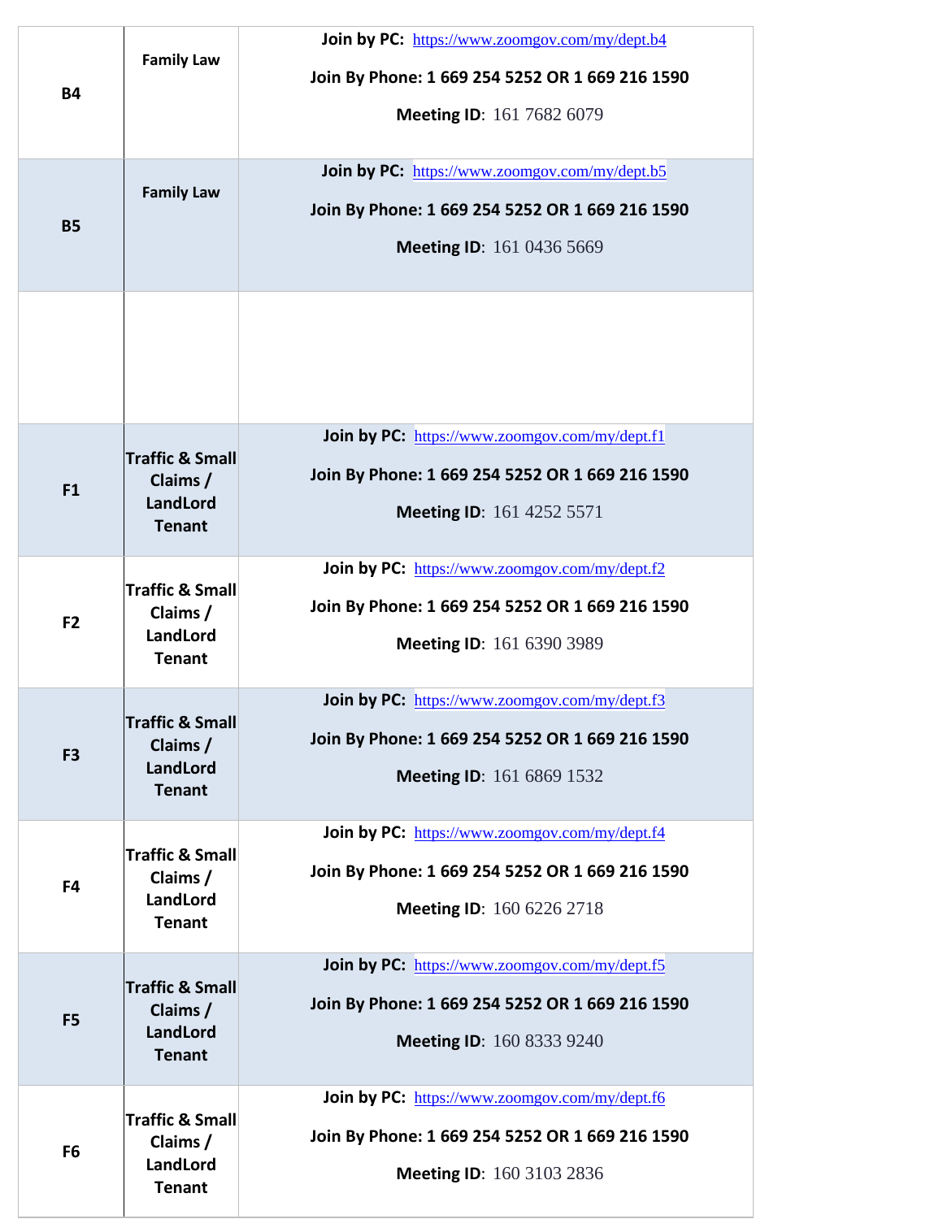| | | |
|---|---|---|
| B4 | Family Law | **Join by PC:** https://www.zoomgov.com/my/dept.b4<br>**Join By Phone: 1 669 254 5252 OR 1 669 216 1590**<br>**Meeting ID**: 161 7682 6079 |
| B5 | Family Law | **Join by PC:** https://www.zoomgov.com/my/dept.b5<br>**Join By Phone: 1 669 254 5252 OR 1 669 216 1590**<br>**Meeting ID**: 161 0436 5669 |
| | | |
| F1 | Traffic & Small Claims / LandLord Tenant | **Join by PC:** https://www.zoomgov.com/my/dept.f1<br>**Join By Phone: 1 669 254 5252 OR 1 669 216 1590**<br>**Meeting ID**: 161 4252 5571 |
| F2 | Traffic & Small Claims / LandLord Tenant | **Join by PC:** https://www.zoomgov.com/my/dept.f2<br>**Join By Phone: 1 669 254 5252 OR 1 669 216 1590**<br>**Meeting ID**: 161 6390 3989 |
| F3 | Traffic & Small Claims / LandLord Tenant | **Join by PC:** https://www.zoomgov.com/my/dept.f3<br>**Join By Phone: 1 669 254 5252 OR 1 669 216 1590**<br>**Meeting ID**: 161 6869 1532 |
| F4 | Traffic & Small Claims / LandLord Tenant | **Join by PC:** https://www.zoomgov.com/my/dept.f4<br>**Join By Phone: 1 669 254 5252 OR 1 669 216 1590**<br>**Meeting ID**: 160 6226 2718 |
| F5 | Traffic & Small Claims / LandLord Tenant | **Join by PC:** https://www.zoomgov.com/my/dept.f5<br>**Join By Phone: 1 669 254 5252 OR 1 669 216 1590**<br>**Meeting ID**: 160 8333 9240 |
| F6 | Traffic & Small Claims / LandLord Tenant | **Join by PC:** https://www.zoomgov.com/my/dept.f6<br>**Join By Phone: 1 669 254 5252 OR 1 669 216 1590**<br>**Meeting ID**: 160 3103 2836 |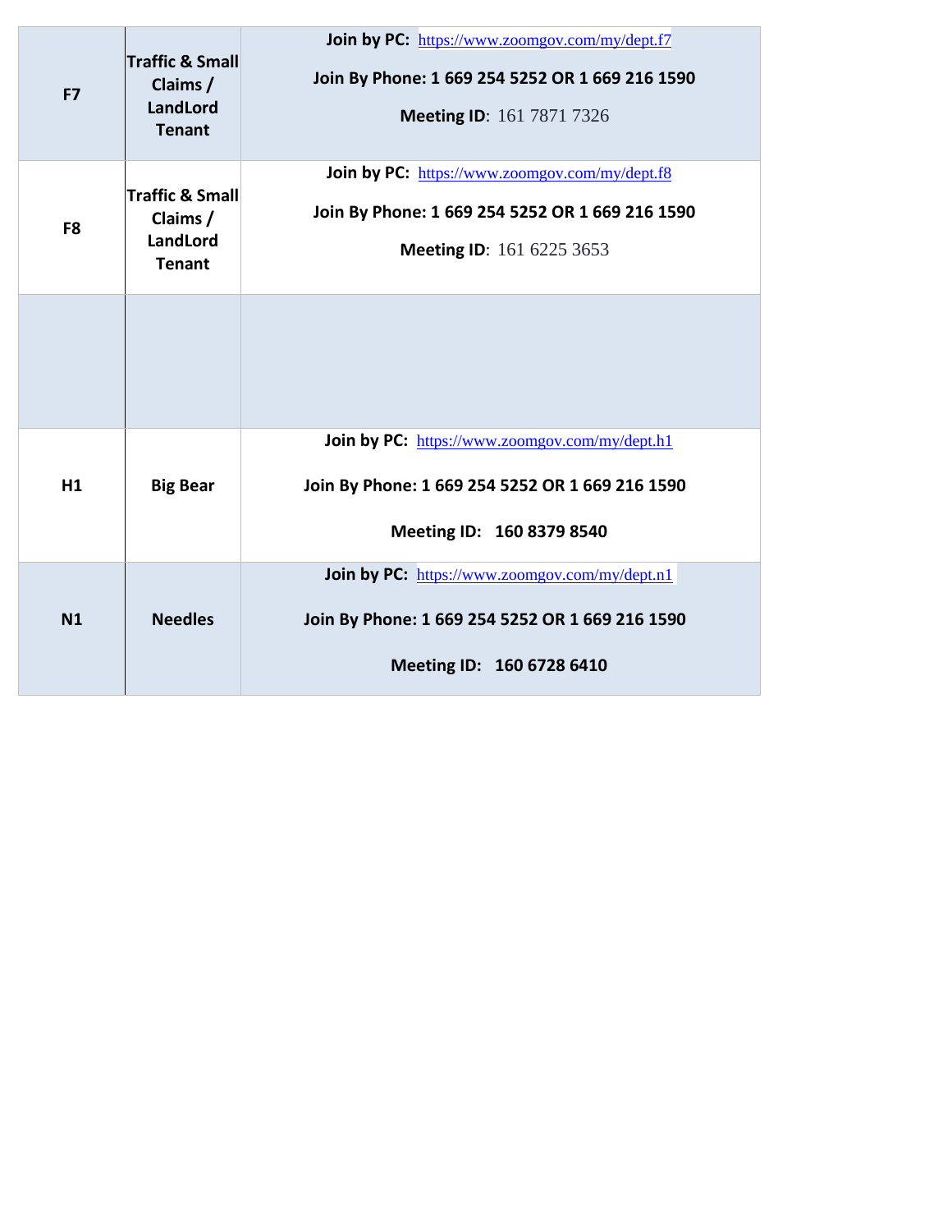| | | |
|---|---|---|
| **F7** | **Traffic & Small Claims / LandLord Tenant** | **Join by PC:** https://www.zoomgov.com/my/dept.f7<br>**Join By Phone: 1 669 254 5252 OR 1 669 216 1590**<br>**Meeting ID**: 161 7871 7326 |
| **F8** | **Traffic & Small Claims / LandLord Tenant** | **Join by PC:** https://www.zoomgov.com/my/dept.f8<br>**Join By Phone: 1 669 254 5252 OR 1 669 216 1590**<br>**Meeting ID**: 161 6225 3653 |
| | | |
| **H1** | **Big Bear** | **Join by PC:** https://www.zoomgov.com/my/dept.h1<br>**Join By Phone: 1 669 254 5252 OR 1 669 216 1590**<br>**Meeting ID: 160 8379 8540** |
| **N1** | **Needles** | **Join by PC:** https://www.zoomgov.com/my/dept.n1<br>**Join By Phone: 1 669 254 5252 OR 1 669 216 1590**<br>**Meeting ID: 160 6728 6410** |